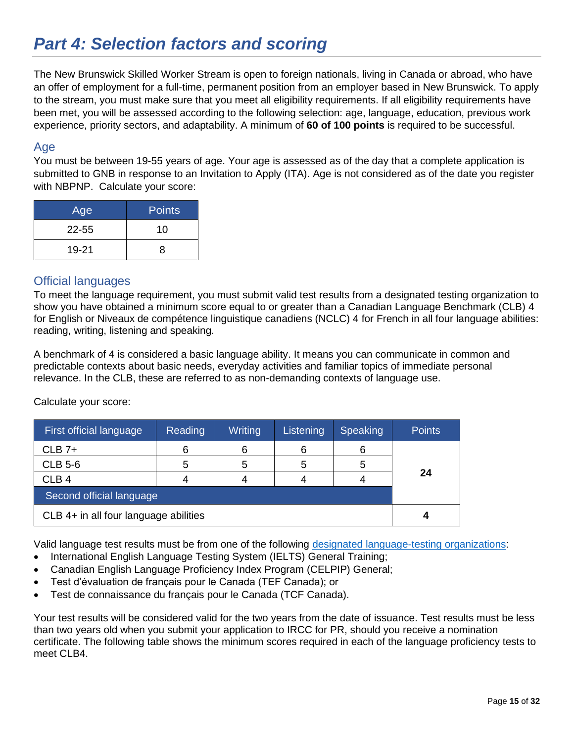# *Part 4: Selection factors and scoring*

The New Brunswick Skilled Worker Stream is open to foreign nationals, living in Canada or abroad, who have an offer of employment for a full-time, permanent position from an employer based in New Brunswick. To apply to the stream, you must make sure that you meet all eligibility requirements. If all eligibility requirements have been met, you will be assessed according to the following selection: age, language, education, previous work experience, priority sectors, and adaptability. A minimum of **60 of 100 points** is required to be successful.

## Age

You must be between 19-55 years of age. Your age is assessed as of the day that a complete application is submitted to GNB in response to an Invitation to Apply (ITA). Age is not considered as of the date you register with NBPNP. Calculate your score:

| Age | Points |
|---|---|
| 22-55 | 10 |
| 19-21 | 8 |

## Official languages

To meet the language requirement, you must submit valid test results from a designated testing organization to show you have obtained a minimum score equal to or greater than a Canadian Language Benchmark (CLB) 4 for English or Niveaux de compétence linguistique canadiens (NCLC) 4 for French in all four language abilities: reading, writing, listening and speaking.

A benchmark of 4 is considered a basic language ability. It means you can communicate in common and predictable contexts about basic needs, everyday activities and familiar topics of immediate personal relevance. In the CLB, these are referred to as non-demanding contexts of language use.

Calculate your score:

| First official language | Reading | Writing | Listening | Speaking | Points |
|---|---|---|---|---|---|
| CLB 7+ | 6 | 6 | 6 | 6 | **24** |
| CLB 5-6 | 5 | 5 | 5 | 5 | |
| CLB 4 | 4 | 4 | 4 | 4 | |
| Second official language | | | | | |
| CLB 4+ in all four language abilities | | | | | **4** |

Valid language test results must be from one of the following designated language-testing organizations:

- International English Language Testing System (IELTS) General Training;
- Canadian English Language Proficiency Index Program (CELPIP) General;
- Test d'évaluation de français pour le Canada (TEF Canada); or
- Test de connaissance du français pour le Canada (TCF Canada).

Your test results will be considered valid for the two years from the date of issuance. Test results must be less than two years old when you submit your application to IRCC for PR, should you receive a nomination certificate. The following table shows the minimum scores required in each of the language proficiency tests to meet CLB4.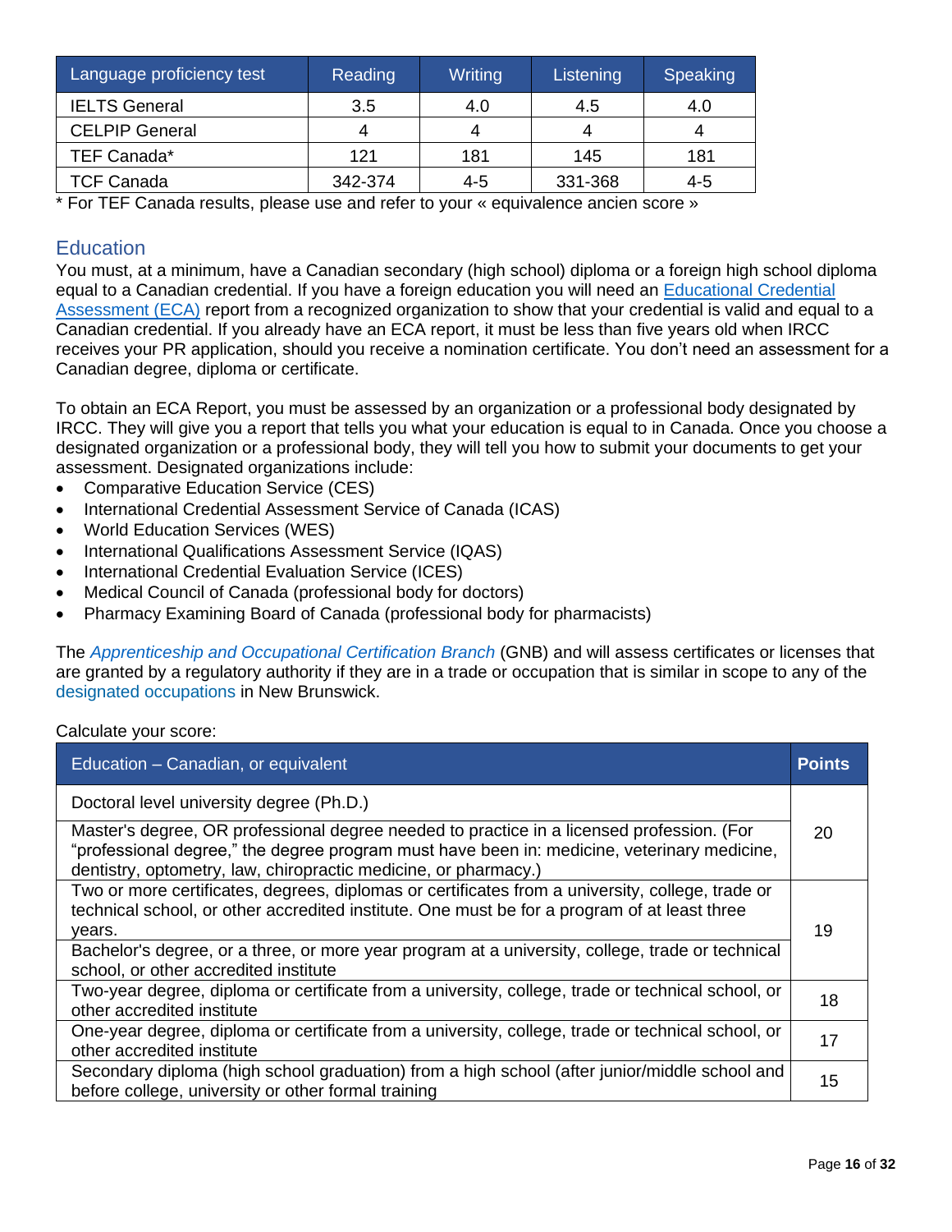| Language proficiency test | Reading | Writing | Listening | Speaking |
| --- | --- | --- | --- | --- |
| IELTS General | 3.5 | 4.0 | 4.5 | 4.0 |
| CELPIP General | 4 | 4 | 4 | 4 |
| TEF Canada* | 121 | 181 | 145 | 181 |
| TCF Canada | 342-374 | 4-5 | 331-368 | 4-5 |

* For TEF Canada results, please use and refer to your « equivalence ancien score »

## Education

You must, at a minimum, have a Canadian secondary (high school) diploma or a foreign high school diploma equal to a Canadian credential. If you have a foreign education you will need an Educational Credential Assessment (ECA) report from a recognized organization to show that your credential is valid and equal to a Canadian credential. If you already have an ECA report, it must be less than five years old when IRCC receives your PR application, should you receive a nomination certificate. You don't need an assessment for a Canadian degree, diploma or certificate.

To obtain an ECA Report, you must be assessed by an organization or a professional body designated by IRCC. They will give you a report that tells you what your education is equal to in Canada. Once you choose a designated organization or a professional body, they will tell you how to submit your documents to get your assessment. Designated organizations include:

- Comparative Education Service (CES)
- International Credential Assessment Service of Canada (ICAS)
- World Education Services (WES)
- International Qualifications Assessment Service (IQAS)
- International Credential Evaluation Service (ICES)
- Medical Council of Canada (professional body for doctors)
- Pharmacy Examining Board of Canada (professional body for pharmacists)

The *Apprenticeship and Occupational Certification Branch* (GNB) and will assess certificates or licenses that are granted by a regulatory authority if they are in a trade or occupation that is similar in scope to any of the designated occupations in New Brunswick.

Calculate your score:

| Education – Canadian, or equivalent | Points |
| --- | --- |
| Doctoral level university degree (Ph.D.) | 20 |
| Master's degree, OR professional degree needed to practice in a licensed profession. (For "professional degree," the degree program must have been in: medicine, veterinary medicine, dentistry, optometry, law, chiropractic medicine, or pharmacy.) | 20 |
| Two or more certificates, degrees, diplomas or certificates from a university, college, trade or technical school, or other accredited institute. One must be for a program of at least three years. | 19 |
| Bachelor's degree, or a three, or more year program at a university, college, trade or technical school, or other accredited institute | 19 |
| Two-year degree, diploma or certificate from a university, college, trade or technical school, or other accredited institute | 18 |
| One-year degree, diploma or certificate from a university, college, trade or technical school, or other accredited institute | 17 |
| Secondary diploma (high school graduation) from a high school (after junior/middle school and before college, university or other formal training | 15 |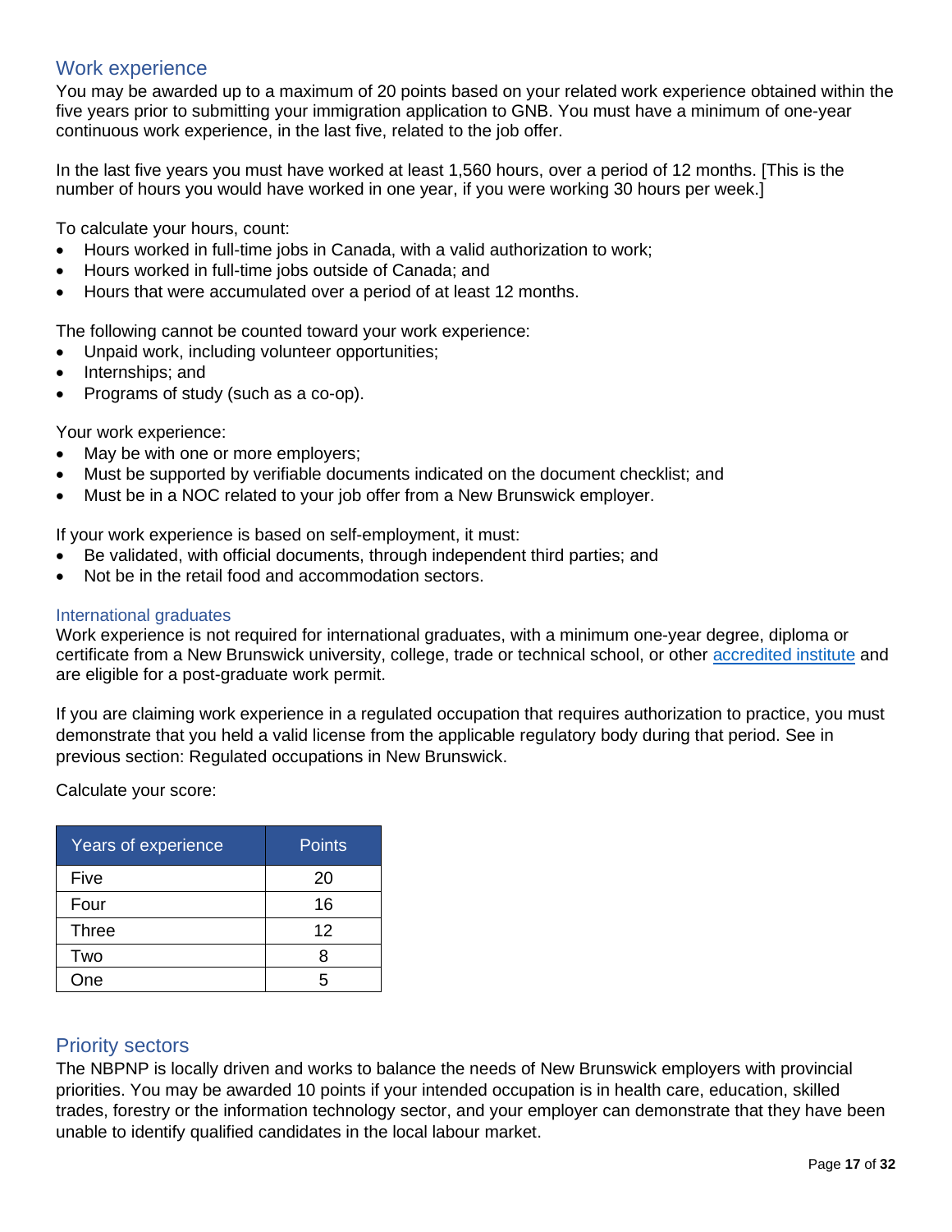## Work experience

You may be awarded up to a maximum of 20 points based on your related work experience obtained within the five years prior to submitting your immigration application to GNB. You must have a minimum of one-year continuous work experience, in the last five, related to the job offer.

In the last five years you must have worked at least 1,560 hours, over a period of 12 months. [This is the number of hours you would have worked in one year, if you were working 30 hours per week.]

To calculate your hours, count:

- Hours worked in full-time jobs in Canada, with a valid authorization to work;
- Hours worked in full-time jobs outside of Canada; and
- Hours that were accumulated over a period of at least 12 months.

The following cannot be counted toward your work experience:

- Unpaid work, including volunteer opportunities;
- Internships; and
- Programs of study (such as a co-op).

Your work experience:

- May be with one or more employers;
- Must be supported by verifiable documents indicated on the document checklist; and
- Must be in a NOC related to your job offer from a New Brunswick employer.

If your work experience is based on self-employment, it must:

- Be validated, with official documents, through independent third parties; and
- Not be in the retail food and accommodation sectors.

### International graduates

Work experience is not required for international graduates, with a minimum one-year degree, diploma or certificate from a New Brunswick university, college, trade or technical school, or other accredited institute and are eligible for a post-graduate work permit.

If you are claiming work experience in a regulated occupation that requires authorization to practice, you must demonstrate that you held a valid license from the applicable regulatory body during that period. See in previous section: Regulated occupations in New Brunswick.

Calculate your score:

| Years of experience | Points |
|---|---|
| Five | 20 |
| Four | 16 |
| Three | 12 |
| Two | 8 |
| One | 5 |

## Priority sectors

The NBPNP is locally driven and works to balance the needs of New Brunswick employers with provincial priorities. You may be awarded 10 points if your intended occupation is in health care, education, skilled trades, forestry or the information technology sector, and your employer can demonstrate that they have been unable to identify qualified candidates in the local labour market.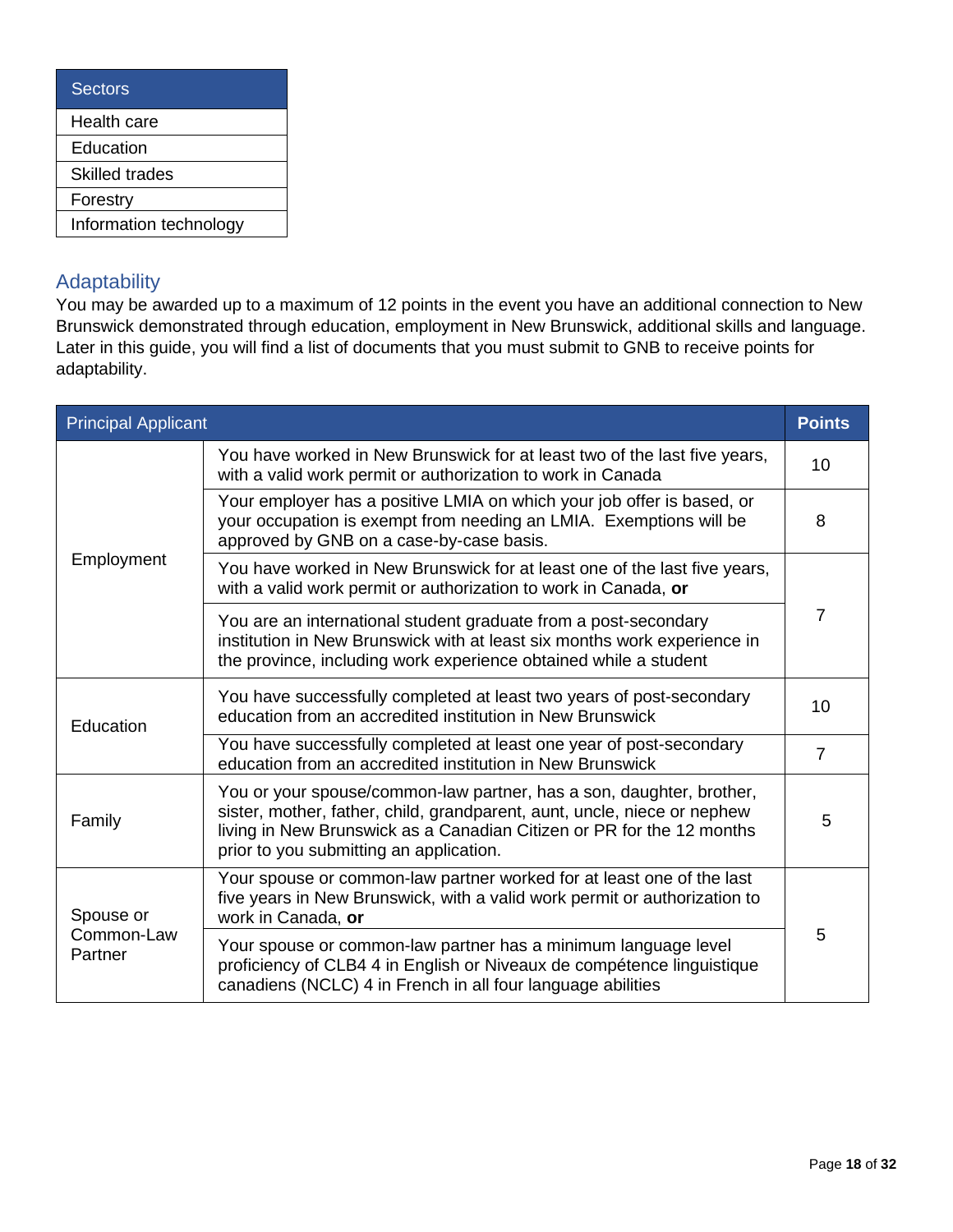| Sectors |
|---|
| Health care |
| Education |
| Skilled trades |
| Forestry |
| Information technology |

## Adaptability

You may be awarded up to a maximum of 12 points in the event you have an additional connection to New Brunswick demonstrated through education, employment in New Brunswick, additional skills and language. Later in this guide, you will find a list of documents that you must submit to GNB to receive points for adaptability.

| Principal Applicant | | Points |
|---|---|---|
| Employment | You have worked in New Brunswick for at least two of the last five years, with a valid work permit or authorization to work in Canada | 10 |
| | Your employer has a positive LMIA on which your job offer is based, or your occupation is exempt from needing an LMIA. Exemptions will be approved by GNB on a case-by-case basis. | 8 |
| | You have worked in New Brunswick for at least one of the last five years, with a valid work permit or authorization to work in Canada, **or** | 7 |
| | You are an international student graduate from a post-secondary institution in New Brunswick with at least six months work experience in the province, including work experience obtained while a student | |
| Education | You have successfully completed at least two years of post-secondary education from an accredited institution in New Brunswick | 10 |
| | You have successfully completed at least one year of post-secondary education from an accredited institution in New Brunswick | 7 |
| Family | You or your spouse/common-law partner, has a son, daughter, brother, sister, mother, father, child, grandparent, aunt, uncle, niece or nephew living in New Brunswick as a Canadian Citizen or PR for the 12 months prior to you submitting an application. | 5 |
| Spouse or Common-Law Partner | Your spouse or common-law partner worked for at least one of the last five years in New Brunswick, with a valid work permit or authorization to work in Canada, **or** | 5 |
| | Your spouse or common-law partner has a minimum language level proficiency of CLB4 4 in English or Niveaux de compétence linguistique canadiens (NCLC) 4 in French in all four language abilities | |